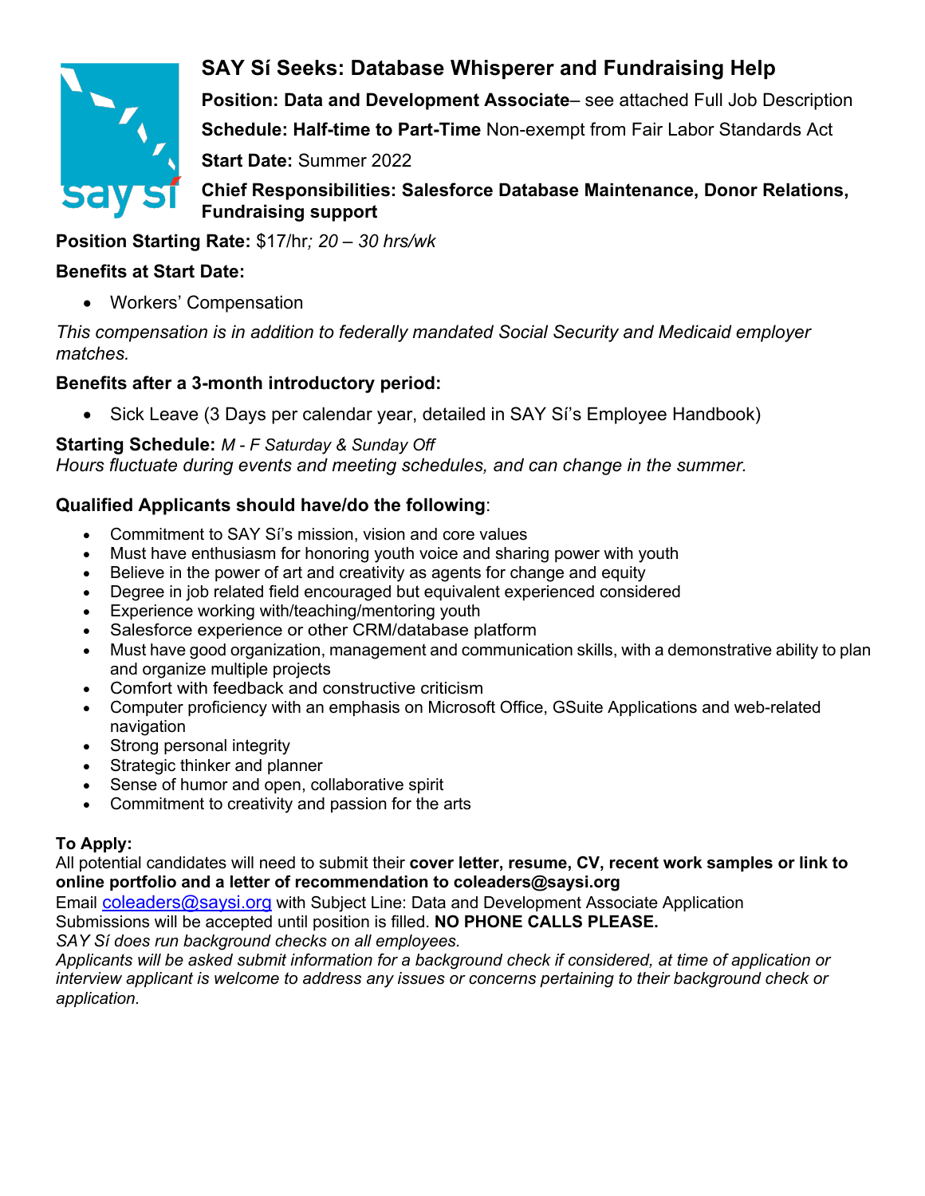# SAY Sí Seeks: Database Whisperer and Fundraising Help

**Position: Data and Development Associate**– see attached Full Job Description

**Schedule: Half-time to Part-Time** Non-exempt from Fair Labor Standards Act

**Start Date:** Summer 2022

**Chief Responsibilities: Salesforce Database Maintenance, Donor Relations, Fundraising support**

**Position Starting Rate:** $17/hr*; 20 – 30 hrs/wk*

**Benefits at Start Date:**

- Workers' Compensation

*This compensation is in addition to federally mandated Social Security and Medicaid employer matches.*

**Benefits after a 3-month introductory period:**

- Sick Leave (3 Days per calendar year, detailed in SAY Sí's Employee Handbook)

**Starting Schedule:** *M - F Saturday & Sunday Off*
*Hours fluctuate during events and meeting schedules, and can change in the summer.*

**Qualified Applicants should have/do the following**:

- Commitment to SAY Sí's mission, vision and core values
- Must have enthusiasm for honoring youth voice and sharing power with youth
- Believe in the power of art and creativity as agents for change and equity
- Degree in job related field encouraged but equivalent experienced considered
- Experience working with/teaching/mentoring youth
- Salesforce experience or other CRM/database platform
- Must have good organization, management and communication skills, with a demonstrative ability to plan and organize multiple projects
- Comfort with feedback and constructive criticism
- Computer proficiency with an emphasis on Microsoft Office, GSuite Applications and web-related navigation
- Strong personal integrity
- Strategic thinker and planner
- Sense of humor and open, collaborative spirit
- Commitment to creativity and passion for the arts

**To Apply:**
All potential candidates will need to submit their **cover letter, resume, CV, recent work samples or link to online portfolio and a letter of recommendation to coleaders@saysi.org**
Email coleaders@saysi.org with Subject Line: Data and Development Associate Application
Submissions will be accepted until position is filled. **NO PHONE CALLS PLEASE.**
*SAY Sí does run background checks on all employees.*
*Applicants will be asked submit information for a background check if considered, at time of application or interview applicant is welcome to address any issues or concerns pertaining to their background check or application.*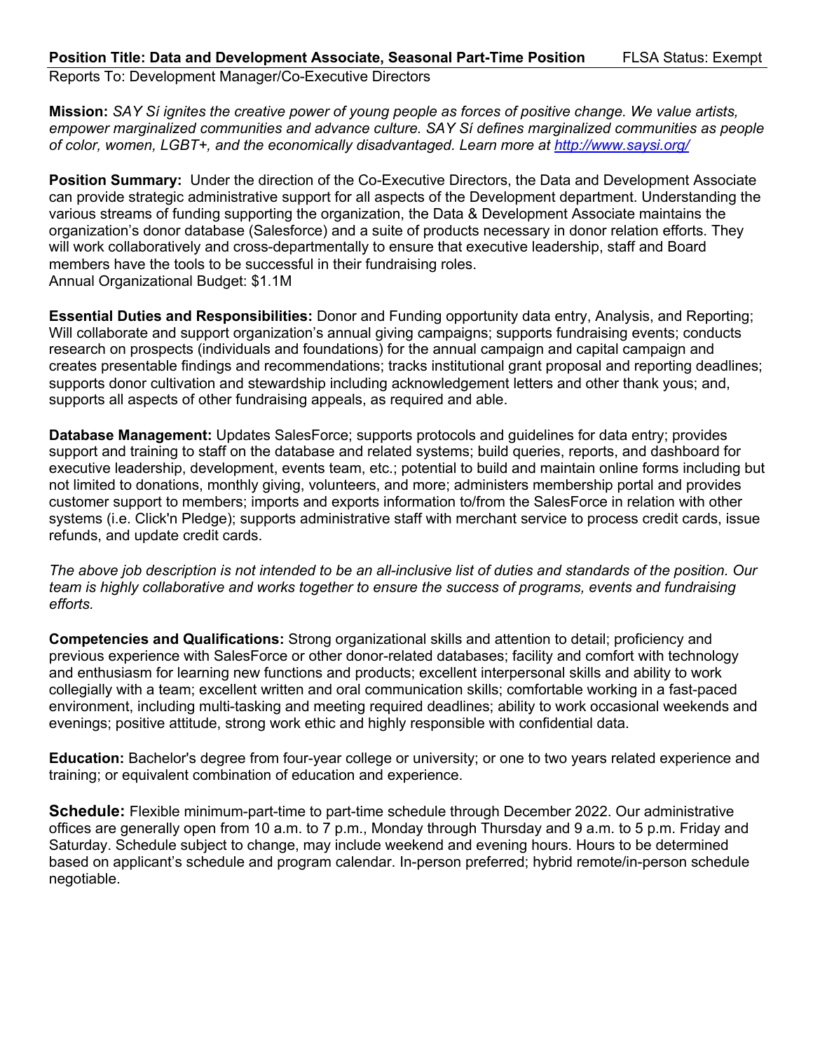**Position Title: Data and Development Associate, Seasonal Part-Time Position** FLSA Status: Exempt

Reports To: Development Manager/Co-Executive Directors

**Mission:** *SAY Sí ignites the creative power of young people as forces of positive change. We value artists, empower marginalized communities and advance culture. SAY Sí defines marginalized communities as people of color, women, LGBT+, and the economically disadvantaged. Learn more at [http://www.saysi.org/](http://www.saysi.org/)*

**Position Summary:** Under the direction of the Co-Executive Directors, the Data and Development Associate can provide strategic administrative support for all aspects of the Development department. Understanding the various streams of funding supporting the organization, the Data & Development Associate maintains the organization's donor database (Salesforce) and a suite of products necessary in donor relation efforts. They will work collaboratively and cross-departmentally to ensure that executive leadership, staff and Board members have the tools to be successful in their fundraising roles.
Annual Organizational Budget: $1.1M

**Essential Duties and Responsibilities:** Donor and Funding opportunity data entry, Analysis, and Reporting; Will collaborate and support organization's annual giving campaigns; supports fundraising events; conducts research on prospects (individuals and foundations) for the annual campaign and capital campaign and creates presentable findings and recommendations; tracks institutional grant proposal and reporting deadlines; supports donor cultivation and stewardship including acknowledgement letters and other thank yous; and, supports all aspects of other fundraising appeals, as required and able.

**Database Management:** Updates SalesForce; supports protocols and guidelines for data entry; provides support and training to staff on the database and related systems; build queries, reports, and dashboard for executive leadership, development, events team, etc.; potential to build and maintain online forms including but not limited to donations, monthly giving, volunteers, and more; administers membership portal and provides customer support to members; imports and exports information to/from the SalesForce in relation with other systems (i.e. Click'n Pledge); supports administrative staff with merchant service to process credit cards, issue refunds, and update credit cards.

*The above job description is not intended to be an all-inclusive list of duties and standards of the position. Our team is highly collaborative and works together to ensure the success of programs, events and fundraising efforts.*

**Competencies and Qualifications:** Strong organizational skills and attention to detail; proficiency and previous experience with SalesForce or other donor-related databases; facility and comfort with technology and enthusiasm for learning new functions and products; excellent interpersonal skills and ability to work collegially with a team; excellent written and oral communication skills; comfortable working in a fast-paced environment, including multi-tasking and meeting required deadlines; ability to work occasional weekends and evenings; positive attitude, strong work ethic and highly responsible with confidential data.

**Education:** Bachelor's degree from four-year college or university; or one to two years related experience and training; or equivalent combination of education and experience.

**Schedule:** Flexible minimum-part-time to part-time schedule through December 2022. Our administrative offices are generally open from 10 a.m. to 7 p.m., Monday through Thursday and 9 a.m. to 5 p.m. Friday and Saturday. Schedule subject to change, may include weekend and evening hours. Hours to be determined based on applicant's schedule and program calendar. In-person preferred; hybrid remote/in-person schedule negotiable.